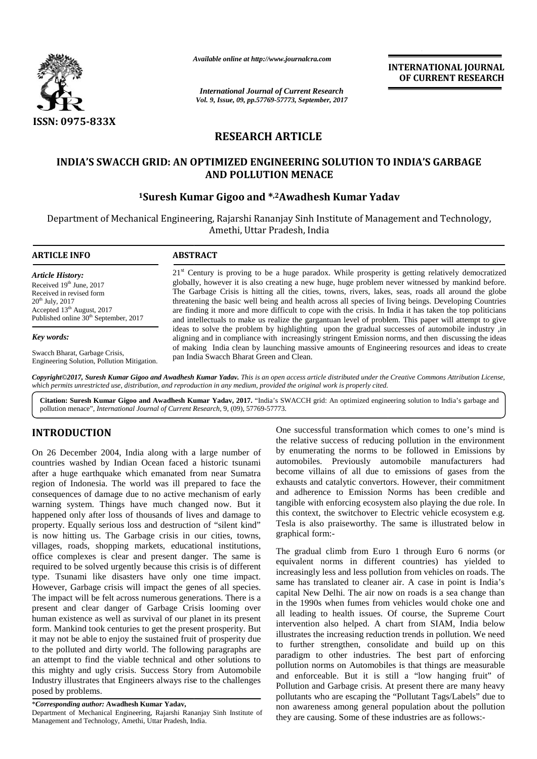ISSN: 0975-833X

*Available online at http://www.journalcra.com*

*International Journal of Current Research*
*Vol. 9, Issue, 09, pp.57769-57773, September, 2017*

**INTERNATIONAL JOURNAL OF CURRENT RESEARCH**

## RESEARCH ARTICLE

# INDIA'S SWACCH GRID: AN OPTIMIZED ENGINEERING SOLUTION TO INDIA'S GARBAGE AND POLLUTION MENACE

**[1]Suresh Kumar Gigoo and *,[2]Awadhesh Kumar Yadav**

Department of Mechanical Engineering, Rajarshi Rananjay Sinh Institute of Management and Technology, Amethi, Uttar Pradesh, India

### ARTICLE INFO

*Article History:*

Received 19[th] June, 2017
Received in revised form
20[th] July, 2017
Accepted 13[th] August, 2017
Published online 30[th] September, 2017

*Key words:*

Swacch Bharat, Garbage Crisis, Engineering Solution, Pollution Mitigation.

### ABSTRACT

21[st] Century is proving to be a huge paradox. While prosperity is getting relatively democratized globally, however it is also creating a new huge, huge problem never witnessed by mankind before. The Garbage Crisis is hitting all the cities, towns, rivers, lakes, seas, roads all around the globe threatening the basic well being and health across all species of living beings. Developing Countries are finding it more and more difficult to cope with the crisis. In India it has taken the top politicians and intellectuals to make us realize the gargantuan level of problem. This paper will attempt to give ideas to solve the problem by highlighting upon the gradual successes of automobile industry ,in aligning and in compliance with increasingly stringent Emission norms, and then discussing the ideas of making India clean by launching massive amounts of Engineering resources and ideas to create pan India Swacch Bharat Green and Clean.

***Copyright©2017, Suresh Kumar Gigoo and Awadhesh Kumar Yadav.*** *This is an open access article distributed under the Creative Commons Attribution License, which permits unrestricted use, distribution, and reproduction in any medium, provided the original work is properly cited.*

**Citation: Suresh Kumar Gigoo and Awadhesh Kumar Yadav, 2017.** "India's SWACCH grid: An optimized engineering solution to India's garbage and pollution menace", *International Journal of Current Research*, 9, (09), 57769-57773.

## INTRODUCTION

On 26 December 2004, India along with a large number of countries washed by Indian Ocean faced a historic tsunami after a huge earthquake which emanated from near Sumatra region of Indonesia. The world was ill prepared to face the consequences of damage due to no active mechanism of early warning system. Things have much changed now. But it happened only after loss of thousands of lives and damage to property. Equally serious loss and destruction of "silent kind" is now hitting us. The Garbage crisis in our cities, towns, villages, roads, shopping markets, educational institutions, office complexes is clear and present danger. The same is required to be solved urgently because this crisis is of different type. Tsunami like disasters have only one time impact. However, Garbage crisis will impact the genes of all species. The impact will be felt across numerous generations. There is a present and clear danger of Garbage Crisis looming over human existence as well as survival of our planet in its present form. Mankind took centuries to get the present prosperity. But it may not be able to enjoy the sustained fruit of prosperity due to the polluted and dirty world. The following paragraphs are an attempt to find the viable technical and other solutions to this mighty and ugly crisis. Success Story from Automobile Industry illustrates that Engineers always rise to the challenges posed by problems.

One successful transformation which comes to one's mind is the relative success of reducing pollution in the environment by enumerating the norms to be followed in Emissions by automobiles. Previously automobile manufacturers had become villains of all due to emissions of gases from the exhausts and catalytic convertors. However, their commitment and adherence to Emission Norms has been credible and tangible with enforcing ecosystem also playing the due role. In this context, the switchover to Electric vehicle ecosystem e.g. Tesla is also praiseworthy. The same is illustrated below in graphical form:-

The gradual climb from Euro 1 through Euro 6 norms (or equivalent norms in different countries) has yielded to increasingly less and less pollution from vehicles on roads. The same has translated to cleaner air. A case in point is India's capital New Delhi. The air now on roads is a sea change than in the 1990s when fumes from vehicles would choke one and all leading to health issues. Of course, the Supreme Court intervention also helped. A chart from SIAM, India below illustrates the increasing reduction trends in pollution. We need to further strengthen, consolidate and build up on this paradigm to other industries. The best part of enforcing pollution norms on Automobiles is that things are measurable and enforceable. But it is still a "low hanging fruit" of Pollution and Garbage crisis. At present there are many heavy pollutants who are escaping the "Pollutant Tags/Labels" due to non awareness among general population about the pollution they are causing. Some of these industries are as follows:-

**Corresponding author:* **Awadhesh Kumar Yadav,**
Department of Mechanical Engineering, Rajarshi Rananjay Sinh Institute of Management and Technology, Amethi, Uttar Pradesh, India.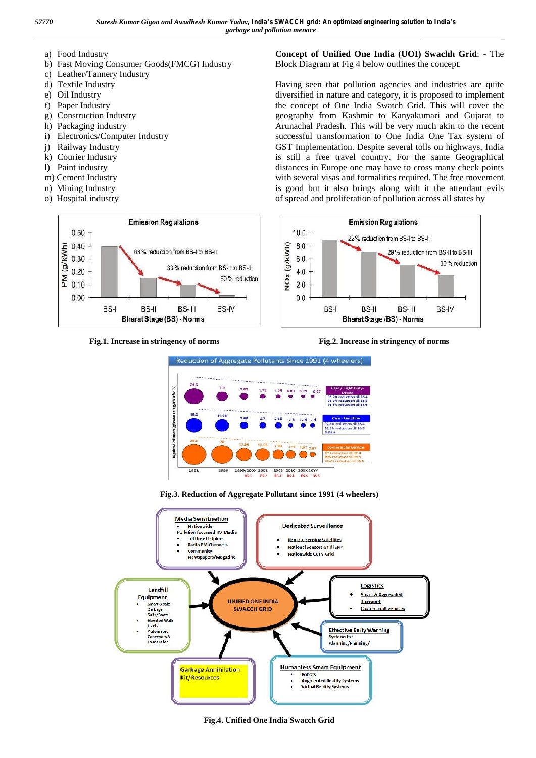a) Food Industry
b) Fast Moving Consumer Goods(FMCG) Industry
c) Leather/Tannery Industry
d) Textile Industry
e) Oil Industry
f) Paper Industry
g) Construction Industry
h) Packaging industry
i) Electronics/Computer Industry
j) Railway Industry
k) Courier Industry
l) Paint industry
m) Cement Industry
n) Mining Industry
o) Hospital industry

**Concept of Unified One India (UOI) Swachh Grid**: - The Block Diagram at Fig 4 below outlines the concept.

Having seen that pollution agencies and industries are quite diversified in nature and category, it is proposed to implement the concept of One India Swatch Grid. This will cover the geography from Kashmir to Kanyakumari and Gujarat to Arunachal Pradesh. This will be very much akin to the recent successful transformation to One India One Tax system of GST Implementation. Despite several tolls on highways, India is still a free travel country. For the same Geographical distances in Europe one may have to cross many check points with several visas and formalities required. The free movement is good but it also brings along with it the attendant evils of spread and proliferation of pollution across all states by

**Fig.1. Increase in stringency of norms**

**Fig.2. Increase in stringency of norms**

**Fig.3. Reduction of Aggregate Pollutant since 1991 (4 wheelers)**

**Fig.4. Unified One India Swacch Grid**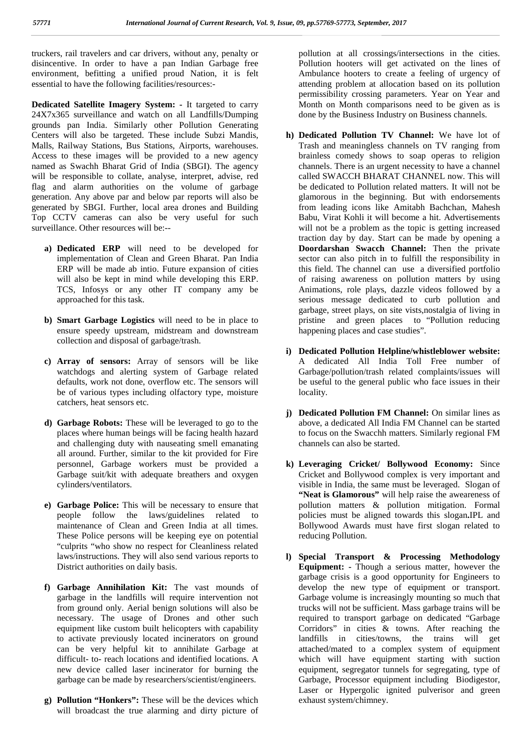truckers, rail travelers and car drivers, without any, penalty or disincentive. In order to have a pan Indian Garbage free environment, befitting a unified proud Nation, it is felt essential to have the following facilities/resources:-

**Dedicated Satellite Imagery System: -** It targeted to carry 24X7x365 surveillance and watch on all Landfills/Dumping grounds pan India. Similarly other Pollution Generating Centers will also be targeted. These include Subzi Mandis, Malls, Railway Stations, Bus Stations, Airports, warehouses. Access to these images will be provided to a new agency named as Swachh Bharat Grid of India (SBGI). The agency will be responsible to collate, analyse, interpret, advise, red flag and alarm authorities on the volume of garbage generation. Any above par and below par reports will also be generated by SBGI. Further, local area drones and Building Top CCTV cameras can also be very useful for such surveillance. Other resources will be:--

a) **Dedicated ERP** will need to be developed for implementation of Clean and Green Bharat. Pan India ERP will be made ab intio. Future expansion of cities will also be kept in mind while developing this ERP. TCS, Infosys or any other IT company amy be approached for this task.

b) **Smart Garbage Logistics** will need to be in place to ensure speedy upstream, midstream and downstream collection and disposal of garbage/trash.

c) **Array of sensors:** Array of sensors will be like watchdogs and alerting system of Garbage related defaults, work not done, overflow etc. The sensors will be of various types including olfactory type, moisture catchers, heat sensors etc.

d) **Garbage Robots:** These will be leveraged to go to the places where human beings will be facing health hazard and challenging duty with nauseating smell emanating all around. Further, similar to the kit provided for Fire personnel, Garbage workers must be provided a Garbage suit/kit with adequate breathers and oxygen cylinders/ventilators.

e) **Garbage Police:** This will be necessary to ensure that people follow the laws/guidelines related to maintenance of Clean and Green India at all times. These Police persons will be keeping eye on potential "culprits "who show no respect for Cleanliness related laws/instructions. They will also send various reports to District authorities on daily basis.

f) **Garbage Annihilation Kit:** The vast mounds of garbage in the landfills will require intervention not from ground only. Aerial benign solutions will also be necessary. The usage of Drones and other such equipment like custom built helicopters with capability to activate previously located incinerators on ground can be very helpful kit to annihilate Garbage at difficult- to- reach locations and identified locations. A new device called laser incinerator for burning the garbage can be made by researchers/scientist/engineers.

g) **Pollution "Honkers":** These will be the devices which will broadcast the true alarming and dirty picture of pollution at all crossings/intersections in the cities. Pollution hooters will get activated on the lines of Ambulance hooters to create a feeling of urgency of attending problem at allocation based on its pollution permissibility crossing parameters. Year on Year and Month on Month comparisons need to be given as is done by the Business Industry on Business channels.

h) **Dedicated Pollution TV Channel:** We have lot of Trash and meaningless channels on TV ranging from brainless comedy shows to soap operas to religion channels. There is an urgent necessity to have a channel called SWACCH BHARAT CHANNEL now. This will be dedicated to Pollution related matters. It will not be glamorous in the beginning. But with endorsements from leading icons like Amitabh Bachchan, Mahesh Babu, Virat Kohli it will become a hit. Advertisements will not be a problem as the topic is getting increased traction day by day. Start can be made by opening a **Doordarshan Swacch Channel:** Then the private sector can also pitch in to fulfill the responsibility in this field. The channel can use a diversified portfolio of raising awareness on pollution matters by using Animations, role plays, dazzle videos followed by a serious message dedicated to curb pollution and garbage, street plays, on site vists,nostalgia of living in pristine and green places to "Pollution reducing happening places and case studies".

i) **Dedicated Pollution Helpline/whistleblower website:** A dedicated All India Toll Free number of Garbage/pollution/trash related complaints/issues will be useful to the general public who face issues in their locality.

j) **Dedicated Pollution FM Channel:** On similar lines as above, a dedicated All India FM Channel can be started to focus on the Swacchh matters. Similarly regional FM channels can also be started.

k) **Leveraging Cricket/ Bollywood Economy:** Since Cricket and Bollywood complex is very important and visible in India, the same must be leveraged. Slogan of **"Neat is Glamorous"** will help raise the aweareness of pollution matters & pollution mitigation. Formal policies must be aligned towards this slogan**.**IPL and Bollywood Awards must have first slogan related to reducing Pollution.

l) **Special Transport & Processing Methodology Equipment: -** Though a serious matter, however the garbage crisis is a good opportunity for Engineers to develop the new type of equipment or transport. Garbage volume is increasingly mounting so much that trucks will not be sufficient. Mass garbage trains will be required to transport garbage on dedicated "Garbage Corridors" in cities & towns. After reaching the landfills in cities/towns, the trains will get attached/mated to a complex system of equipment which will have equipment starting with suction equipment, segregator tunnels for segregating, type of Garbage, Processor equipment including Biodigestor, Laser or Hypergolic ignited pulverisor and green exhaust system/chimney.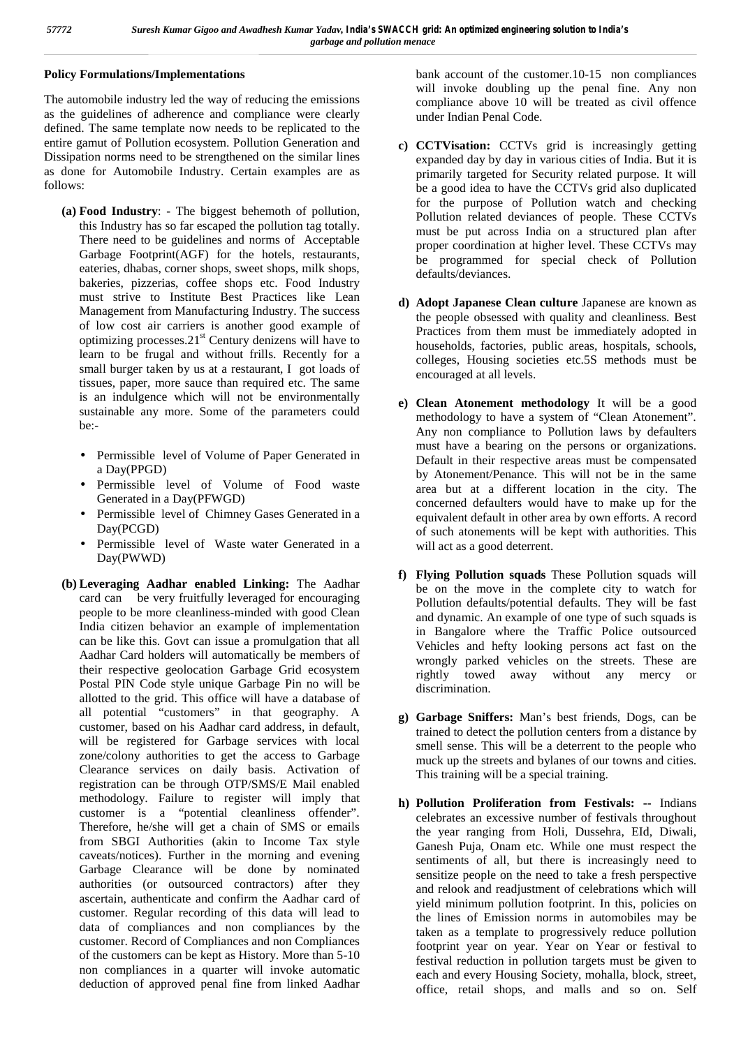**Policy Formulations/Implementations**

The automobile industry led the way of reducing the emissions as the guidelines of adherence and compliance were clearly defined. The same template now needs to be replicated to the entire gamut of Pollution ecosystem. Pollution Generation and Dissipation norms need to be strengthened on the similar lines as done for Automobile Industry. Certain examples are as follows:

**(a) Food Industry**: - The biggest behemoth of pollution, this Industry has so far escaped the pollution tag totally. There need to be guidelines and norms of Acceptable Garbage Footprint(AGF) for the hotels, restaurants, eateries, dhabas, corner shops, sweet shops, milk shops, bakeries, pizzerias, coffee shops etc. Food Industry must strive to Institute Best Practices like Lean Management from Manufacturing Industry. The success of low cost air carriers is another good example of optimizing processes.21st Century denizens will have to learn to be frugal and without frills. Recently for a small burger taken by us at a restaurant, I got loads of tissues, paper, more sauce than required etc. The same is an indulgence which will not be environmentally sustainable any more. Some of the parameters could be:-

- Permissible level of Volume of Paper Generated in a Day(PPGD)
- Permissible level of Volume of Food waste Generated in a Day(PFWGD)
- Permissible level of Chimney Gases Generated in a Day(PCGD)
- Permissible level of Waste water Generated in a Day(PWWD)

**(b) Leveraging Aadhar enabled Linking:** The Aadhar card can be very fruitfully leveraged for encouraging people to be more cleanliness-minded with good Clean India citizen behavior an example of implementation can be like this. Govt can issue a promulgation that all Aadhar Card holders will automatically be members of their respective geolocation Garbage Grid ecosystem Postal PIN Code style unique Garbage Pin no will be allotted to the grid. This office will have a database of all potential "customers" in that geography. A customer, based on his Aadhar card address, in default, will be registered for Garbage services with local zone/colony authorities to get the access to Garbage Clearance services on daily basis. Activation of registration can be through OTP/SMS/E Mail enabled methodology. Failure to register will imply that customer is a "potential cleanliness offender". Therefore, he/she will get a chain of SMS or emails from SBGI Authorities (akin to Income Tax style caveats/notices). Further in the morning and evening Garbage Clearance will be done by nominated authorities (or outsourced contractors) after they ascertain, authenticate and confirm the Aadhar card of customer. Regular recording of this data will lead to data of compliances and non compliances by the customer. Record of Compliances and non Compliances of the customers can be kept as History. More than 5-10 non compliances in a quarter will invoke automatic deduction of approved penal fine from linked Aadhar bank account of the customer.10-15 non compliances will invoke doubling up the penal fine. Any non compliance above 10 will be treated as civil offence under Indian Penal Code.

**c) CCTVisation:** CCTVs grid is increasingly getting expanded day by day in various cities of India. But it is primarily targeted for Security related purpose. It will be a good idea to have the CCTVs grid also duplicated for the purpose of Pollution watch and checking Pollution related deviances of people. These CCTVs must be put across India on a structured plan after proper coordination at higher level. These CCTVs may be programmed for special check of Pollution defaults/deviances.

**d) Adopt Japanese Clean culture** Japanese are known as the people obsessed with quality and cleanliness. Best Practices from them must be immediately adopted in households, factories, public areas, hospitals, schools, colleges, Housing societies etc.5S methods must be encouraged at all levels.

**e) Clean Atonement methodology** It will be a good methodology to have a system of "Clean Atonement". Any non compliance to Pollution laws by defaulters must have a bearing on the persons or organizations. Default in their respective areas must be compensated by Atonement/Penance. This will not be in the same area but at a different location in the city. The concerned defaulters would have to make up for the equivalent default in other area by own efforts. A record of such atonements will be kept with authorities. This will act as a good deterrent.

**f) Flying Pollution squads** These Pollution squads will be on the move in the complete city to watch for Pollution defaults/potential defaults. They will be fast and dynamic. An example of one type of such squads is in Bangalore where the Traffic Police outsourced Vehicles and hefty looking persons act fast on the wrongly parked vehicles on the streets. These are rightly towed away without any mercy or discrimination.

**g) Garbage Sniffers:** Man's best friends, Dogs, can be trained to detect the pollution centers from a distance by smell sense. This will be a deterrent to the people who muck up the streets and bylanes of our towns and cities. This training will be a special training.

**h) Pollution Proliferation from Festivals: --** Indians celebrates an excessive number of festivals throughout the year ranging from Holi, Dussehra, EId, Diwali, Ganesh Puja, Onam etc. While one must respect the sentiments of all, but there is increasingly need to sensitize people on the need to take a fresh perspective and relook and readjustment of celebrations which will yield minimum pollution footprint. In this, policies on the lines of Emission norms in automobiles may be taken as a template to progressively reduce pollution footprint year on year. Year on Year or festival to festival reduction in pollution targets must be given to each and every Housing Society, mohalla, block, street, office, retail shops, and malls and so on. Self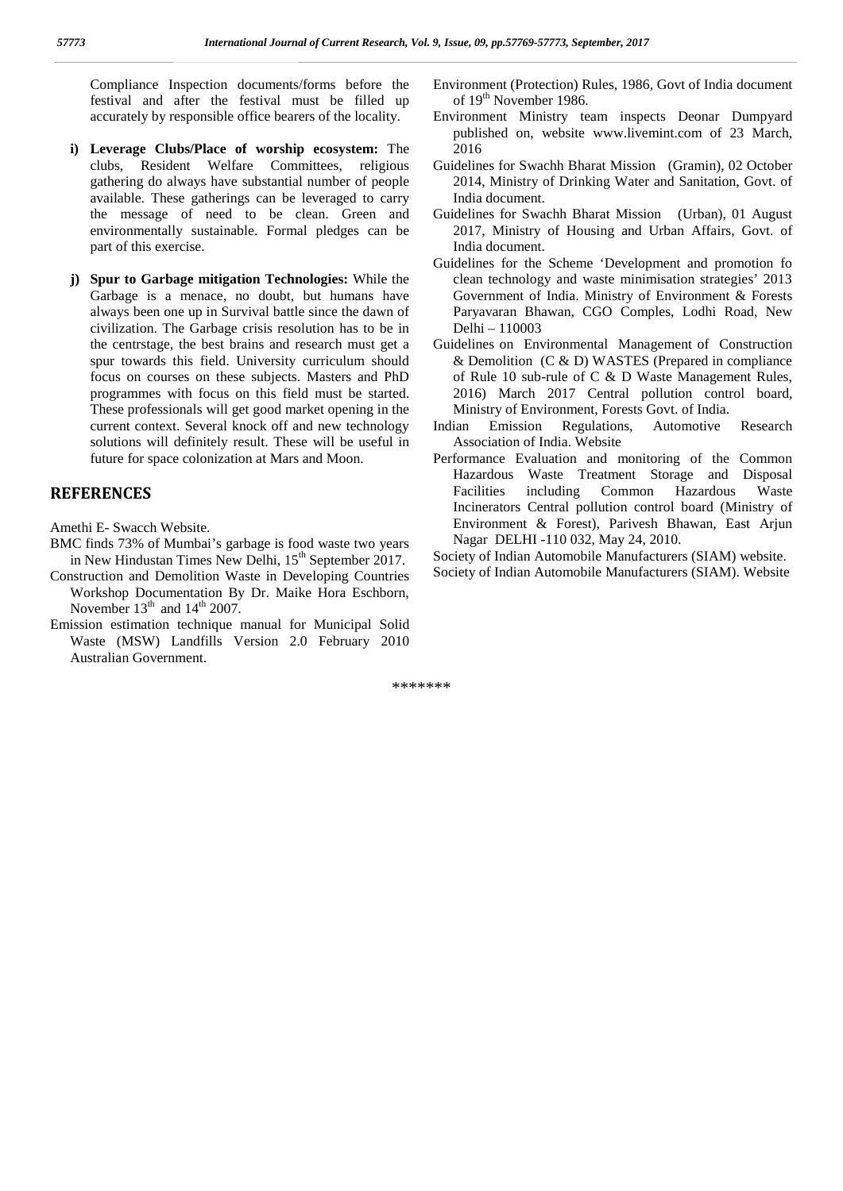Compliance Inspection documents/forms before the festival and after the festival must be filled up accurately by responsible office bearers of the locality.

**i) Leverage Clubs/Place of worship ecosystem:** The clubs, Resident Welfare Committees, religious gathering do always have substantial number of people available. These gatherings can be leveraged to carry the message of need to be clean. Green and environmentally sustainable. Formal pledges can be part of this exercise.

**j) Spur to Garbage mitigation Technologies:** While the Garbage is a menace, no doubt, but humans have always been one up in Survival battle since the dawn of civilization. The Garbage crisis resolution has to be in the centrstage, the best brains and research must get a spur towards this field. University curriculum should focus on courses on these subjects. Masters and PhD programmes with focus on this field must be started. These professionals will get good market opening in the current context. Several knock off and new technology solutions will definitely result. These will be useful in future for space colonization at Mars and Moon.

## REFERENCES

Amethi E- Swacch Website.

BMC finds 73% of Mumbai's garbage is food waste two years in New Hindustan Times New Delhi, 15th September 2017.

Construction and Demolition Waste in Developing Countries Workshop Documentation By Dr. Maike Hora Eschborn, November 13th and 14th 2007.

Emission estimation technique manual for Municipal Solid Waste (MSW) Landfills Version 2.0 February 2010 Australian Government.

Environment (Protection) Rules, 1986, Govt of India document of 19th November 1986.

Environment Ministry team inspects Deonar Dumpyard published on, website www.livemint.com of 23 March, 2016

Guidelines for Swachh Bharat Mission (Gramin), 02 October 2014, Ministry of Drinking Water and Sanitation, Govt. of India document.

Guidelines for Swachh Bharat Mission (Urban), 01 August 2017, Ministry of Housing and Urban Affairs, Govt. of India document.

Guidelines for the Scheme 'Development and promotion fo clean technology and waste minimisation strategies' 2013 Government of India. Ministry of Environment & Forests Paryavaran Bhawan, CGO Comples, Lodhi Road, New Delhi – 110003

Guidelines on Environmental Management of Construction & Demolition (C & D) WASTES (Prepared in compliance of Rule 10 sub-rule of C & D Waste Management Rules, 2016) March 2017 Central pollution control board, Ministry of Environment, Forests Govt. of India.

Indian Emission Regulations, Automotive Research Association of India. Website

Performance Evaluation and monitoring of the Common Hazardous Waste Treatment Storage and Disposal Facilities including Common Hazardous Waste Incinerators Central pollution control board (Ministry of Environment & Forest), Parivesh Bhawan, East Arjun Nagar DELHI -110 032, May 24, 2010.

Society of Indian Automobile Manufacturers (SIAM) website.

Society of Indian Automobile Manufacturers (SIAM). Website

*******